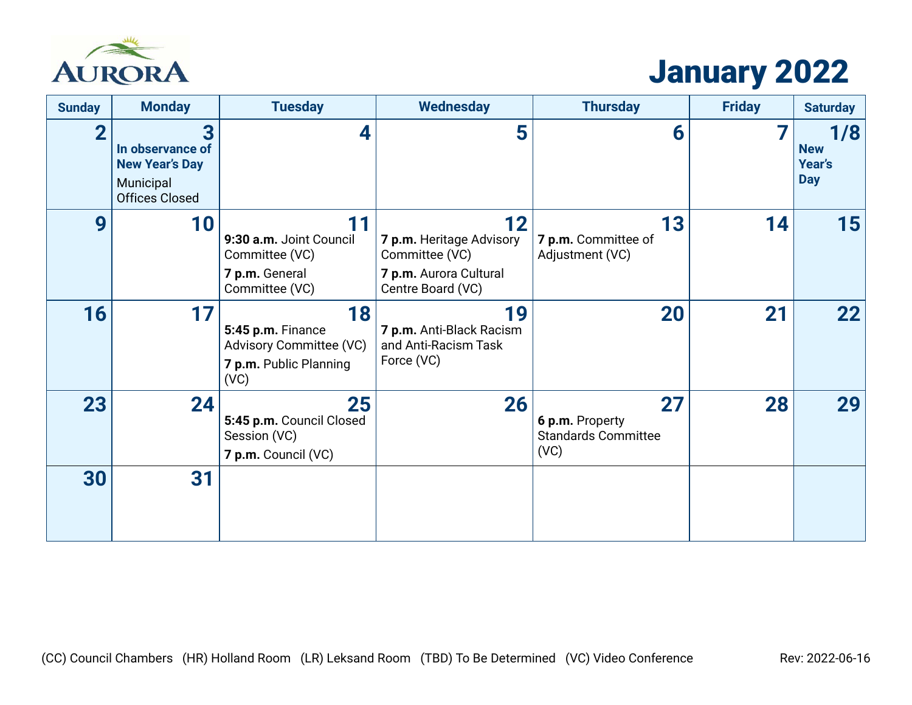AURORA

# January 2022

| Sunday | Monday | Tuesday | Wednesday | Thursday | Friday | Saturday |
|---|---|---|---|---|---|---|
| 2 | 3 **In observance of New Year's Day** Municipal Offices Closed | 4 | 5 | 6 | 7 | 1/8 **New Year's Day** |
| 9 | 10 | 11 **9:30 a.m.** Joint Council Committee (VC) **7 p.m.** General Committee (VC) | 12 **7 p.m.** Heritage Advisory Committee (VC) **7 p.m.** Aurora Cultural Centre Board (VC) | 13 **7 p.m.** Committee of Adjustment (VC) | 14 | 15 |
| 16 | 17 | 18 **5:45 p.m.** Finance Advisory Committee (VC) **7 p.m.** Public Planning (VC) | 19 **7 p.m.** Anti-Black Racism and Anti-Racism Task Force (VC) | 20 | 21 | 22 |
| 23 | 24 | 25 **5:45 p.m.** Council Closed Session (VC) **7 p.m.** Council (VC) | 26 | 27 **6 p.m.** Property Standards Committee (VC) | 28 | 29 |
| 30 | 31 | | | | | |

(CC) Council Chambers (HR) Holland Room (LR) Leksand Room (TBD) To Be Determined (VC) Video Conference

Rev: 2022-06-16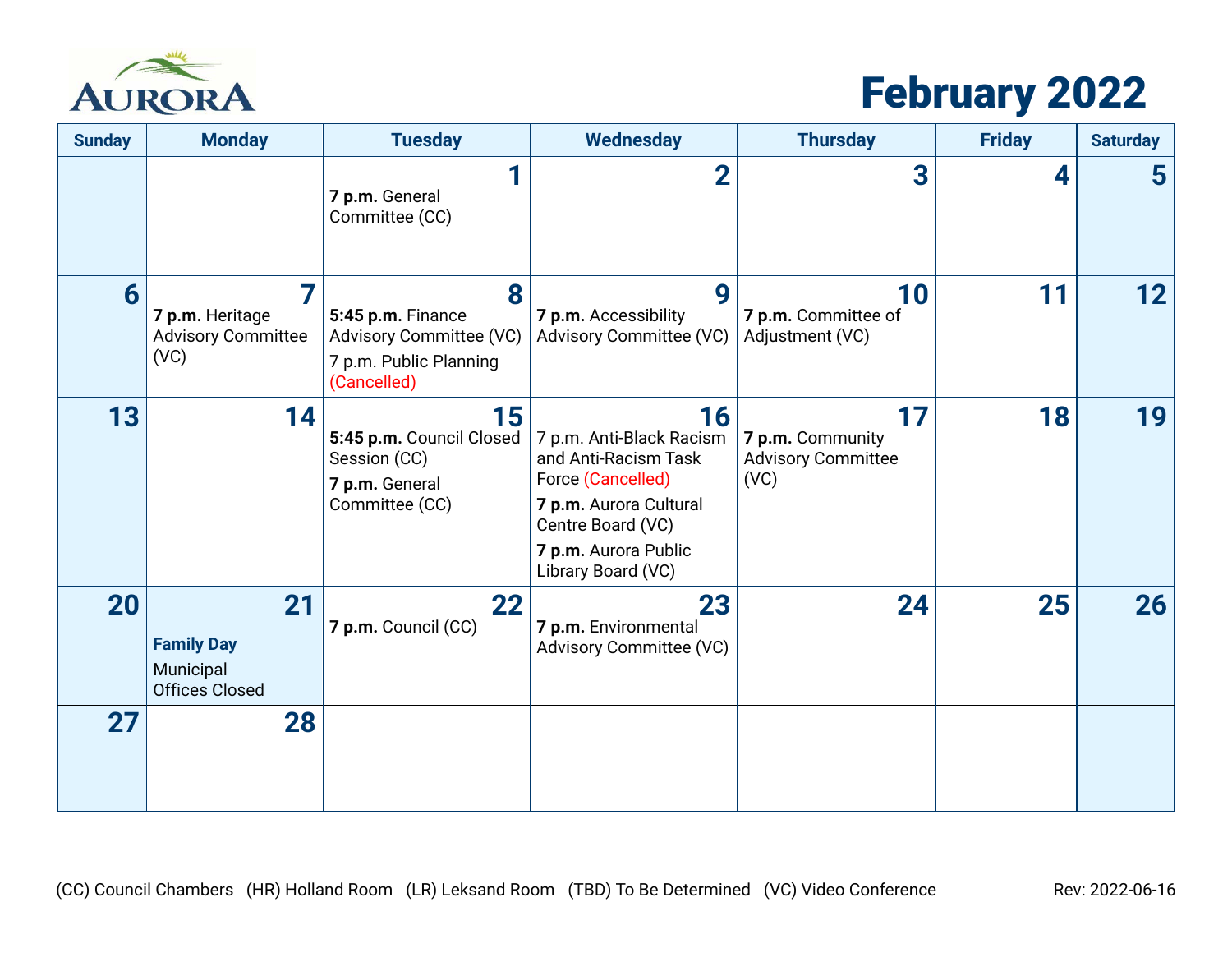AURORA

# February 2022

| Sunday | Monday | Tuesday | Wednesday | Thursday | Friday | Saturday |
|---|---|---|---|---|---|---|
| | | 1<br>**7 p.m.** General Committee (CC) | 2 | 3 | 4 | 5 |
| 6 | 7<br>**7 p.m.** Heritage Advisory Committee (VC) | 8<br>**5:45 p.m.** Finance Advisory Committee (VC)<br>7 p.m. Public Planning (Cancelled) | 9<br>**7 p.m.** Accessibility Advisory Committee (VC) | 10<br>**7 p.m.** Committee of Adjustment (VC) | 11 | 12 |
| 13 | 14 | 15<br>**5:45 p.m.** Council Closed Session (CC)<br>**7 p.m.** General Committee (CC) | 16<br>7 p.m. Anti-Black Racism and Anti-Racism Task Force (Cancelled)<br>**7 p.m.** Aurora Cultural Centre Board (VC)<br>**7 p.m.** Aurora Public Library Board (VC) | 17<br>**7 p.m.** Community Advisory Committee (VC) | 18 | 19 |
| 20 | 21<br>**Family Day**<br>Municipal Offices Closed | 22<br>**7 p.m.** Council (CC) | 23<br>**7 p.m.** Environmental Advisory Committee (VC) | 24 | 25 | 26 |
| 27 | 28 | | | | | |

(CC) Council Chambers (HR) Holland Room (LR) Leksand Room (TBD) To Be Determined (VC) Video Conference

Rev: 2022-06-16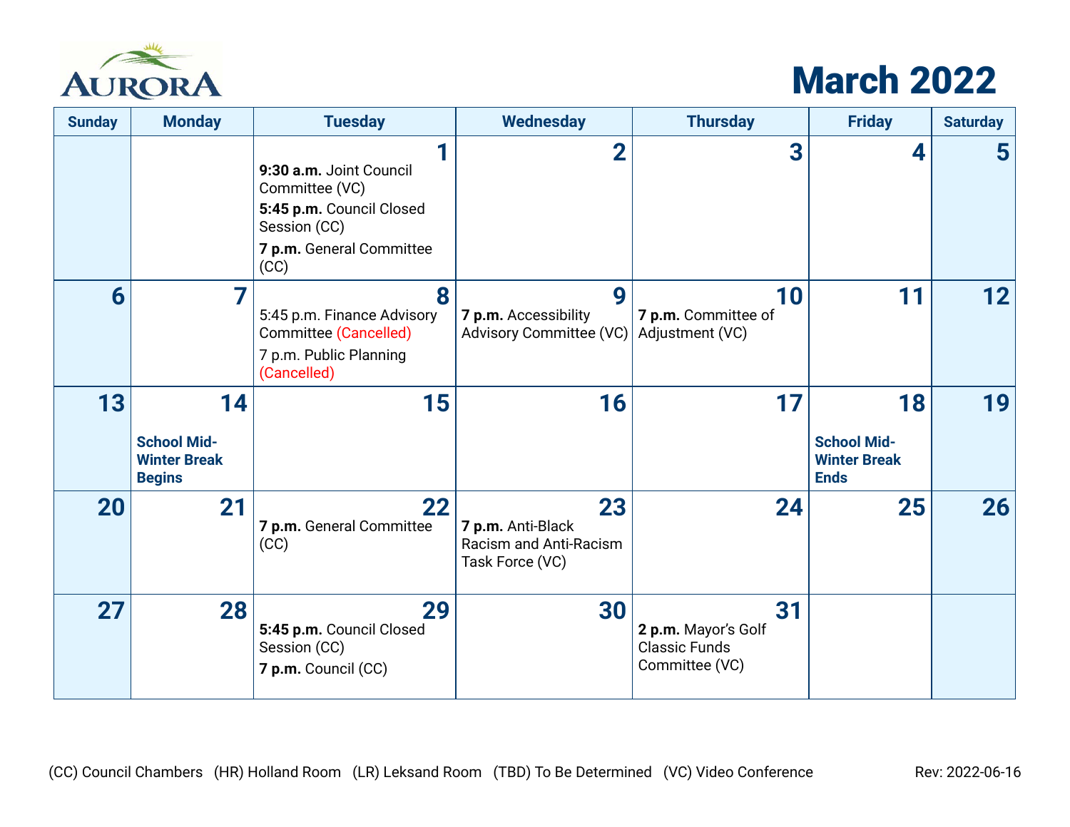# AURORA

# March 2022

| Sunday | Monday | Tuesday | Wednesday | Thursday | Friday | Saturday |
|---|---|---|---|---|---|---|
| | | **1**<br>**9:30 a.m.** Joint Council Committee (VC)<br>**5:45 p.m.** Council Closed Session (CC)<br>**7 p.m.** General Committee (CC) | **2** | **3** | **4** | **5** |
| **6** | **7** | **8**<br>5:45 p.m. Finance Advisory Committee (Cancelled)<br>7 p.m. Public Planning (Cancelled) | **9**<br>**7 p.m.** Accessibility Advisory Committee (VC) | **10**<br>**7 p.m.** Committee of Adjustment (VC) | **11** | **12** |
| **13** | **14**<br>**School Mid-Winter Break Begins** | **15** | **16** | **17** | **18**<br>**School Mid-Winter Break Ends** | **19** |
| **20** | **21** | **22**<br>**7 p.m.** General Committee (CC) | **23**<br>**7 p.m.** Anti-Black Racism and Anti-Racism Task Force (VC) | **24** | **25** | **26** |
| **27** | **28** | **29**<br>**5:45 p.m.** Council Closed Session (CC)<br>**7 p.m.** Council (CC) | **30** | **31**<br>**2 p.m.** Mayor's Golf Classic Funds Committee (VC) | | |

(CC) Council Chambers (HR) Holland Room (LR) Leksand Room (TBD) To Be Determined (VC) Video Conference

Rev: 2022-06-16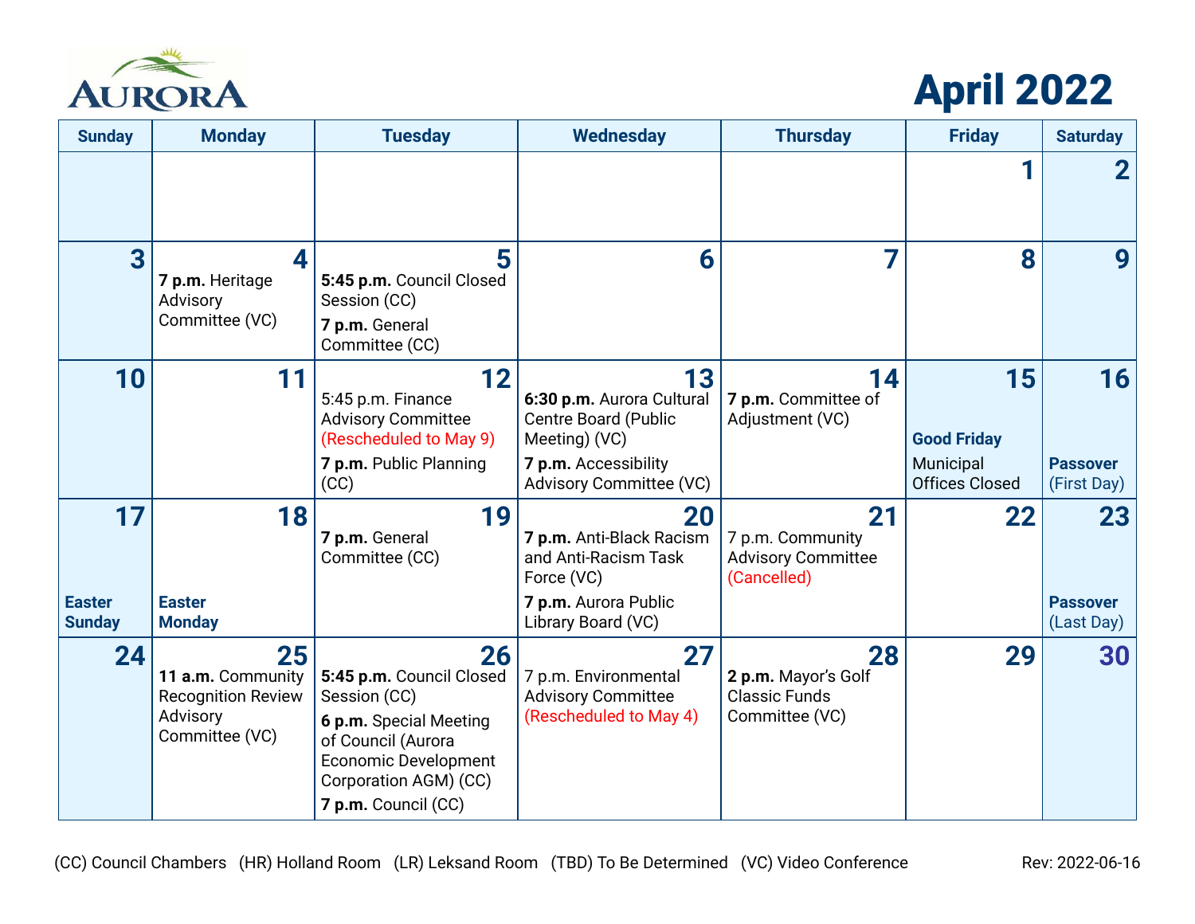# April 2022

AURORA

| Sunday | Monday | Tuesday | Wednesday | Thursday | Friday | Saturday |
|---|---|---|---|---|---|---|
| | | | | | 1 | 2 |
| 3 | 4<br>**7 p.m.** Heritage Advisory Committee (VC) | 5<br>**5:45 p.m.** Council Closed Session (CC)<br>**7 p.m.** General Committee (CC) | 6 | 7 | 8 | 9 |
| 10 | 11 | 12<br>5:45 p.m. Finance Advisory Committee (Rescheduled to May 9)<br>**7 p.m.** Public Planning (CC) | 13<br>**6:30 p.m.** Aurora Cultural Centre Board (Public Meeting) (VC)<br>**7 p.m.** Accessibility Advisory Committee (VC) | 14<br>**7 p.m.** Committee of Adjustment (VC) | 15<br>**Good Friday**<br>Municipal Offices Closed | 16<br>**Passover** (First Day) |
| 17<br>**Easter Sunday** | 18<br>**Easter Monday** | 19<br>**7 p.m.** General Committee (CC) | 20<br>**7 p.m.** Anti-Black Racism and Anti-Racism Task Force (VC)<br>**7 p.m.** Aurora Public Library Board (VC) | 21<br>7 p.m. Community Advisory Committee (Cancelled) | 22 | 23<br>**Passover** (Last Day) |
| 24 | 25<br>**11 a.m.** Community Recognition Review Advisory Committee (VC) | 26<br>**5:45 p.m.** Council Closed Session (CC)<br>**6 p.m.** Special Meeting of Council (Aurora Economic Development Corporation AGM) (CC)<br>**7 p.m.** Council (CC) | 27<br>7 p.m. Environmental Advisory Committee (Rescheduled to May 4) | 28<br>**2 p.m.** Mayor's Golf Classic Funds Committee (VC) | 29 | 30 |

(CC) Council Chambers (HR) Holland Room (LR) Leksand Room (TBD) To Be Determined (VC) Video Conference

Rev: 2022-06-16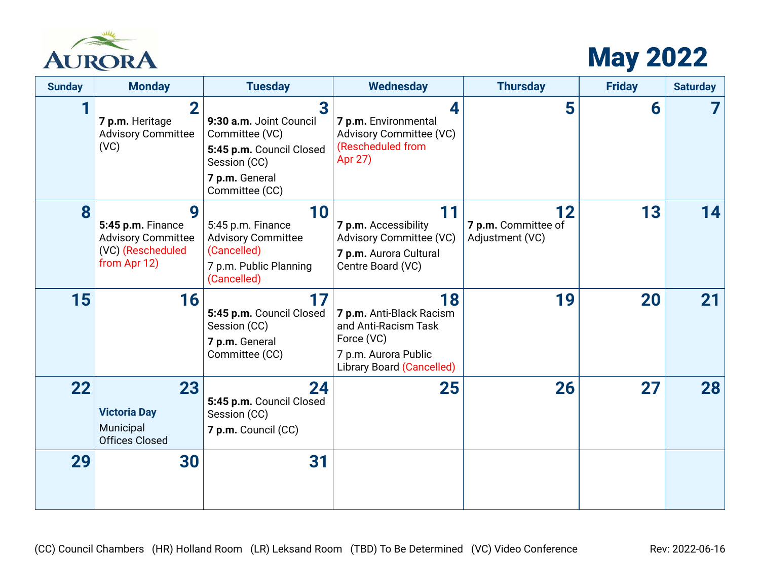AURORA

# May 2022

| Sunday | Monday | Tuesday | Wednesday | Thursday | Friday | Saturday |
|---|---|---|---|---|---|---|
| 1 | 2<br>**7 p.m.** Heritage Advisory Committee (VC) | 3<br>**9:30 a.m.** Joint Council Committee (VC)<br>**5:45 p.m.** Council Closed Session (CC)<br>**7 p.m.** General Committee (CC) | 4<br>**7 p.m.** Environmental Advisory Committee (VC) (Rescheduled from Apr 27) | 5 | 6 | 7 |
| 8 | 9<br>**5:45 p.m.** Finance Advisory Committee (VC) (Rescheduled from Apr 12) | 10<br>5:45 p.m. Finance Advisory Committee (Cancelled)<br>7 p.m. Public Planning (Cancelled) | 11<br>**7 p.m.** Accessibility Advisory Committee (VC)<br>**7 p.m.** Aurora Cultural Centre Board (VC) | 12<br>**7 p.m.** Committee of Adjustment (VC) | 13 | 14 |
| 15 | 16 | 17<br>**5:45 p.m.** Council Closed Session (CC)<br>**7 p.m.** General Committee (CC) | 18<br>**7 p.m.** Anti-Black Racism and Anti-Racism Task Force (VC)<br>7 p.m. Aurora Public Library Board (Cancelled) | 19 | 20 | 21 |
| 22 | 23<br>**Victoria Day**<br>Municipal Offices Closed | 24<br>**5:45 p.m.** Council Closed Session (CC)<br>**7 p.m.** Council (CC) | 25 | 26 | 27 | 28 |
| 29 | 30 | 31 | | | | |

(CC) Council Chambers (HR) Holland Room (LR) Leksand Room (TBD) To Be Determined (VC) Video Conference

Rev: 2022-06-16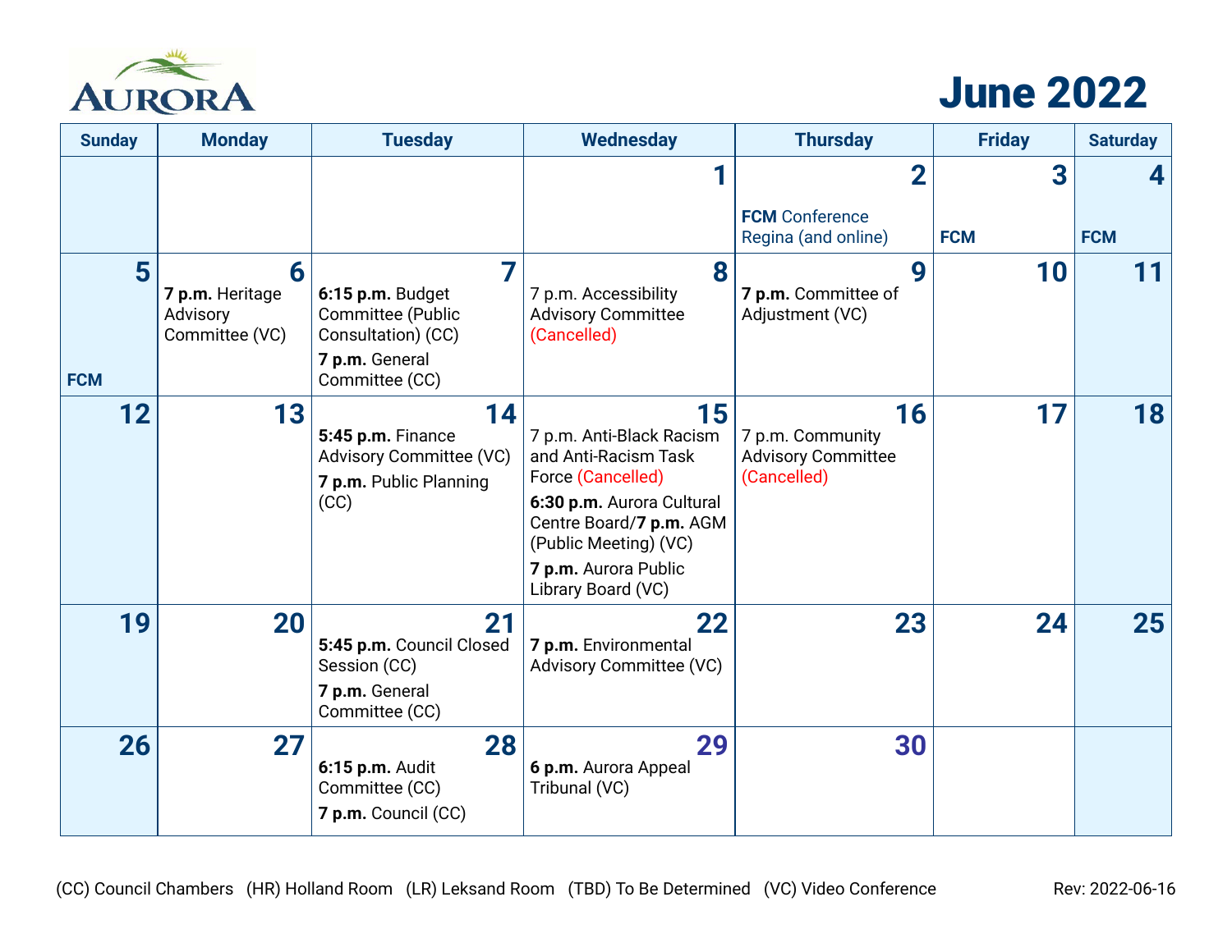AURORA

# June 2022

| Sunday | Monday | Tuesday | Wednesday | Thursday | Friday | Saturday |
|---|---|---|---|---|---|---|
| | | | 1 | 2 **FCM** Conference Regina (and online) | 3 **FCM** | 4 **FCM** |
| 5 **FCM** | 6 **7 p.m.** Heritage Advisory Committee (VC) | 7 **6:15 p.m.** Budget Committee (Public Consultation) (CC)<br>**7 p.m.** General Committee (CC) | 8 7 p.m. Accessibility Advisory Committee (Cancelled) | 9 **7 p.m.** Committee of Adjustment (VC) | 10 | 11 |
| 12 | 13 | 14 **5:45 p.m.** Finance Advisory Committee (VC)<br>**7 p.m.** Public Planning (CC) | 15 7 p.m. Anti-Black Racism and Anti-Racism Task Force (Cancelled)<br>**6:30 p.m.** Aurora Cultural Centre Board/**7 p.m.** AGM (Public Meeting) (VC)<br>**7 p.m.** Aurora Public Library Board (VC) | 16 7 p.m. Community Advisory Committee (Cancelled) | 17 | 18 |
| 19 | 20 | 21 **5:45 p.m.** Council Closed Session (CC)<br>**7 p.m.** General Committee (CC) | 22 **7 p.m.** Environmental Advisory Committee (VC) | 23 | 24 | 25 |
| 26 | 27 | 28 **6:15 p.m.** Audit Committee (CC)<br>**7 p.m.** Council (CC) | 29 **6 p.m.** Aurora Appeal Tribunal (VC) | 30 | | |

(CC) Council Chambers (HR) Holland Room (LR) Leksand Room (TBD) To Be Determined (VC) Video Conference

Rev: 2022-06-16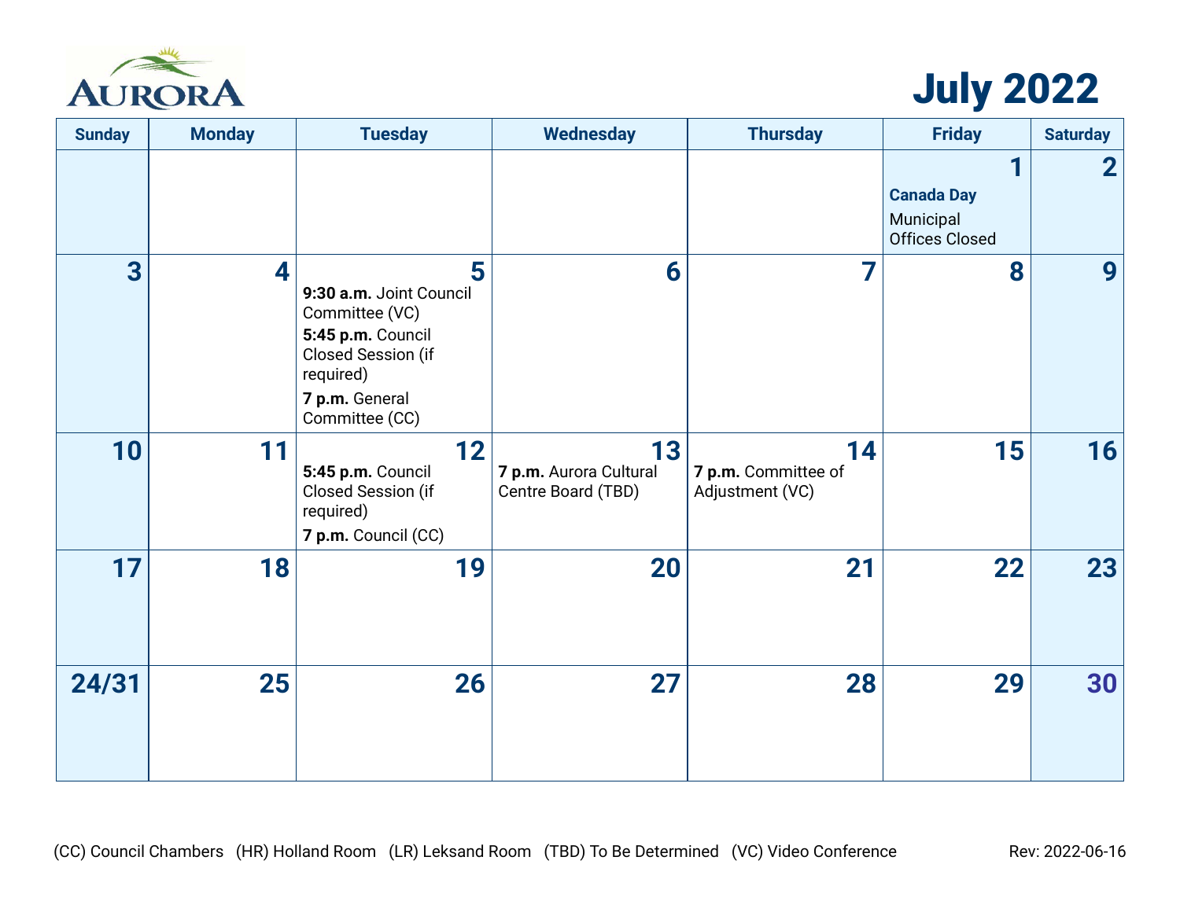AURORA

# July 2022

| Sunday | Monday | Tuesday | Wednesday | Thursday | Friday | Saturday |
|---|---|---|---|---|---|---|
| | | | | | **1** **Canada Day** Municipal Offices Closed | **2** |
| **3** | **4** | **5** **9:30 a.m.** Joint Council Committee (VC) **5:45 p.m.** Council Closed Session (if required) **7 p.m.** General Committee (CC) | **6** | **7** | **8** | **9** |
| **10** | **11** | **12** **5:45 p.m.** Council Closed Session (if required) **7 p.m.** Council (CC) | **13** **7 p.m.** Aurora Cultural Centre Board (TBD) | **14** **7 p.m.** Committee of Adjustment (VC) | **15** | **16** |
| **17** | **18** | **19** | **20** | **21** | **22** | **23** |
| **24/31** | **25** | **26** | **27** | **28** | **29** | **30** |

(CC) Council Chambers (HR) Holland Room (LR) Leksand Room (TBD) To Be Determined (VC) Video Conference

Rev: 2022-06-16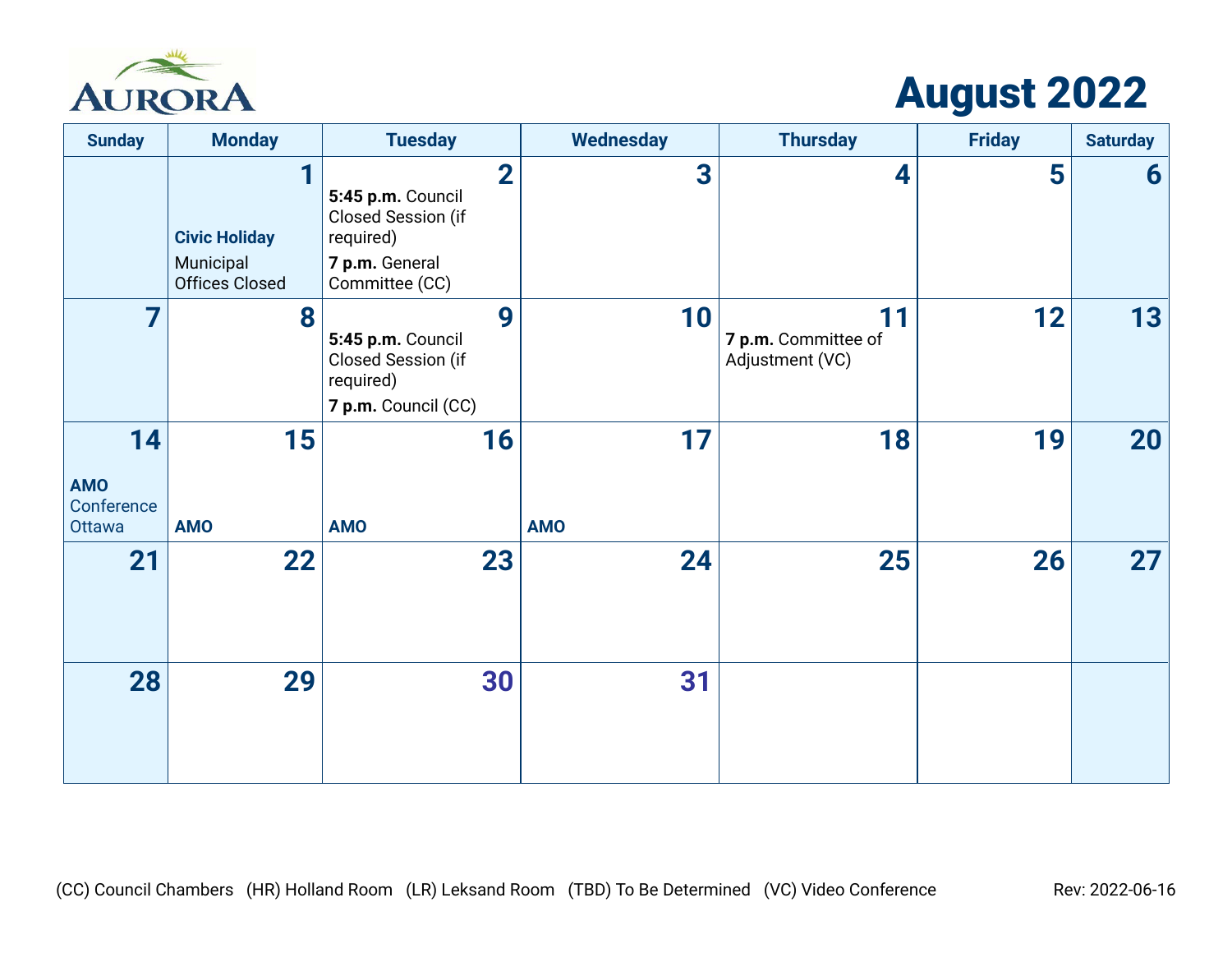AURORA

# August 2022

| Sunday | Monday | Tuesday | Wednesday | Thursday | Friday | Saturday |
|---|---|---|---|---|---|---|
| | **1**<br>**Civic Holiday**<br>Municipal Offices Closed | **2**<br>**5:45 p.m.** Council Closed Session (if required)<br>**7 p.m.** General Committee (CC) | **3** | **4** | **5** | **6** |
| **7** | **8** | **9**<br>**5:45 p.m.** Council Closed Session (if required)<br>**7 p.m.** Council (CC) | **10** | **11**<br>**7 p.m.** Committee of Adjustment (VC) | **12** | **13** |
| **14**<br>**AMO** Conference Ottawa | **15**<br>**AMO** | **16**<br>**AMO** | **17**<br>**AMO** | **18** | **19** | **20** |
| **21** | **22** | **23** | **24** | **25** | **26** | **27** |
| **28** | **29** | **30** | **31** | | | |

(CC) Council Chambers (HR) Holland Room (LR) Leksand Room (TBD) To Be Determined (VC) Video Conference

Rev: 2022-06-16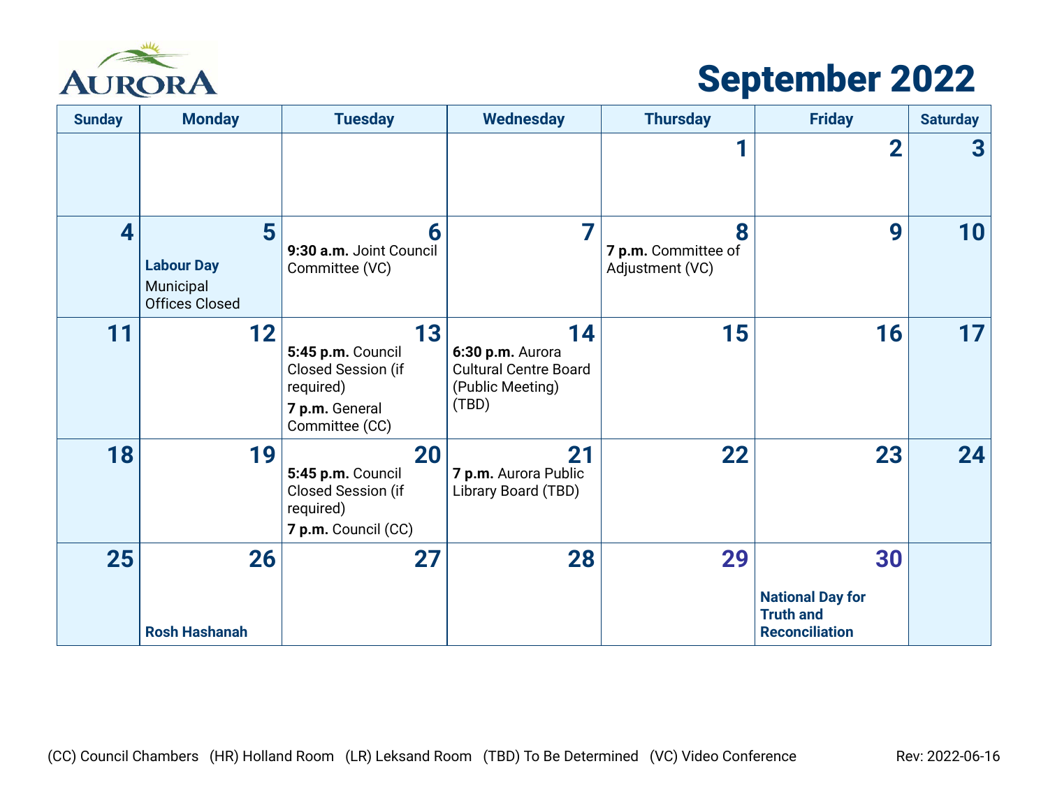# AURORA

# September 2022

| Sunday | Monday | Tuesday | Wednesday | Thursday | Friday | Saturday |
|---|---|---|---|---|---|---|
| | | | | 1 | 2 | 3 |
| 4 | 5 **Labour Day** Municipal Offices Closed | 6 **9:30 a.m.** Joint Council Committee (VC) | 7 | 8 **7 p.m.** Committee of Adjustment (VC) | 9 | 10 |
| 11 | 12 | 13 **5:45 p.m.** Council Closed Session (if required) **7 p.m.** General Committee (CC) | 14 **6:30 p.m.** Aurora Cultural Centre Board (Public Meeting) (TBD) | 15 | 16 | 17 |
| 18 | 19 | 20 **5:45 p.m.** Council Closed Session (if required) **7 p.m.** Council (CC) | 21 **7 p.m.** Aurora Public Library Board (TBD) | 22 | 23 | 24 |
| 25 | 26 **Rosh Hashanah** | 27 | 28 | 29 | 30 **National Day for Truth and Reconciliation** | |

(CC) Council Chambers (HR) Holland Room (LR) Leksand Room (TBD) To Be Determined (VC) Video Conference

Rev: 2022-06-16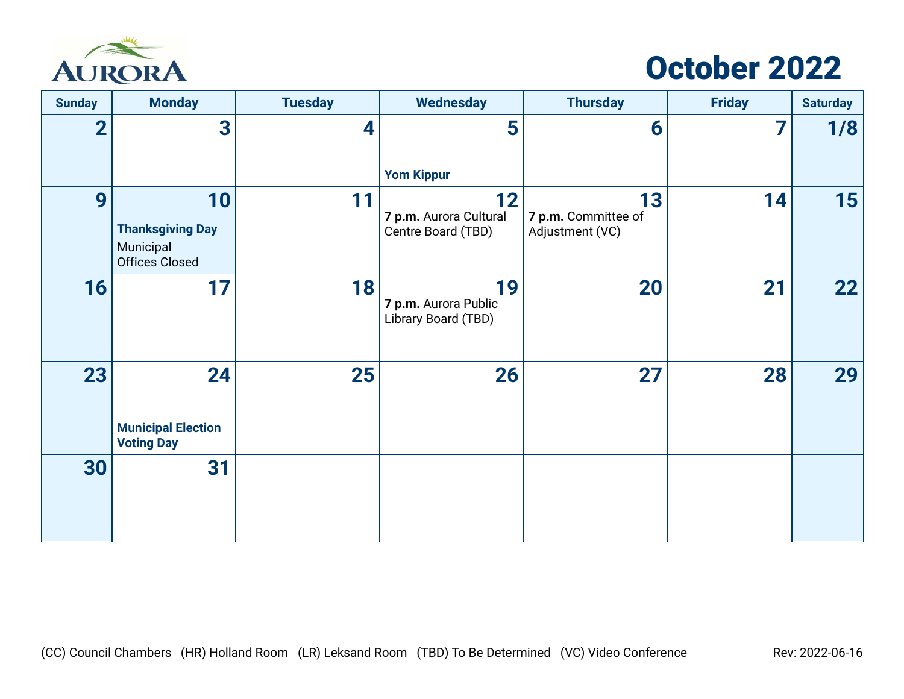AURORA

# October 2022

| Sunday | Monday | Tuesday | Wednesday | Thursday | Friday | Saturday |
|---|---|---|---|---|---|---|
| 2 | 3 | 4 | 5<br>**Yom Kippur** | 6 | 7 | 1/8 |
| 9 | 10<br>**Thanksgiving Day**<br>Municipal Offices Closed | 11 | 12<br>**7 p.m.** Aurora Cultural Centre Board (TBD) | 13<br>**7 p.m.** Committee of Adjustment (VC) | 14 | 15 |
| 16 | 17 | 18 | 19<br>**7 p.m.** Aurora Public Library Board (TBD) | 20 | 21 | 22 |
| 23 | 24<br>**Municipal Election Voting Day** | 25 | 26 | 27 | 28 | 29 |
| 30 | 31 | | | | | |

(CC) Council Chambers (HR) Holland Room (LR) Leksand Room (TBD) To Be Determined (VC) Video Conference

Rev: 2022-06-16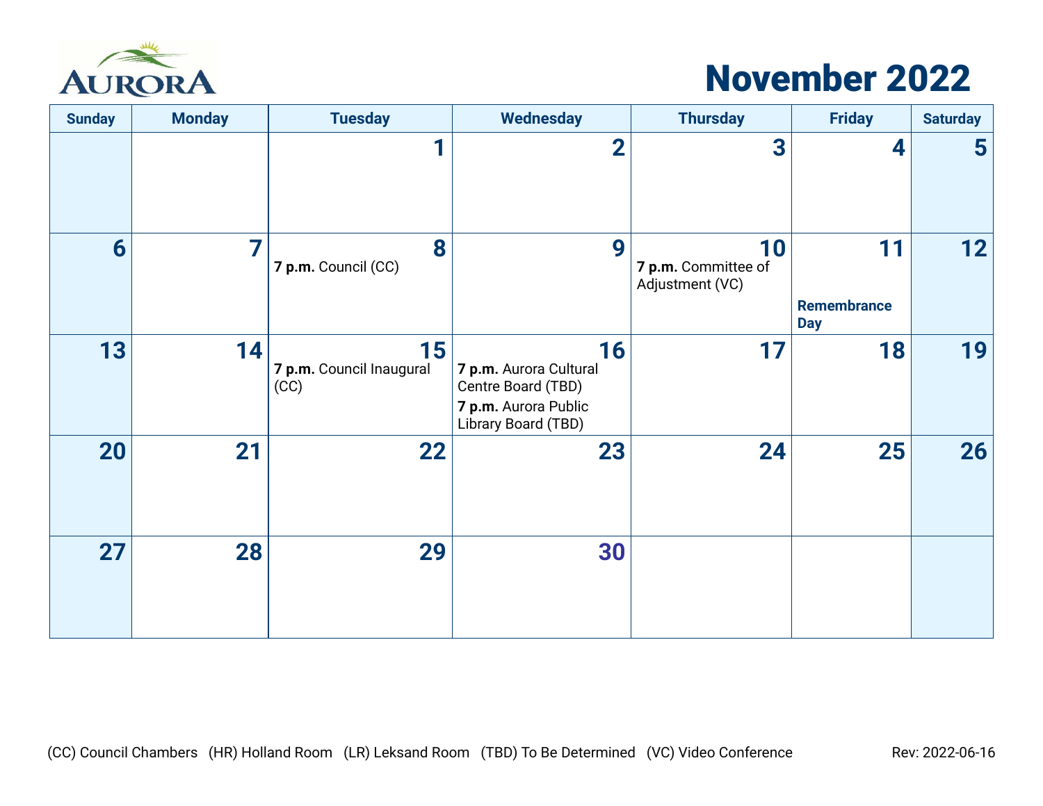AURORA

# November 2022

| Sunday | Monday | Tuesday | Wednesday | Thursday | Friday | Saturday |
|---|---|---|---|---|---|---|
| | | 1 | 2 | 3 | 4 | 5 |
| 6 | 7 | 8<br>**7 p.m.** Council (CC) | 9 | 10<br>**7 p.m.** Committee of Adjustment (VC) | 11<br>**Remembrance Day** | 12 |
| 13 | 14 | 15<br>**7 p.m.** Council Inaugural (CC) | 16<br>**7 p.m.** Aurora Cultural Centre Board (TBD)<br>**7 p.m.** Aurora Public Library Board (TBD) | 17 | 18 | 19 |
| 20 | 21 | 22 | 23 | 24 | 25 | 26 |
| 27 | 28 | 29 | 30 | | | |

(CC) Council Chambers (HR) Holland Room (LR) Leksand Room (TBD) To Be Determined (VC) Video Conference

Rev: 2022-06-16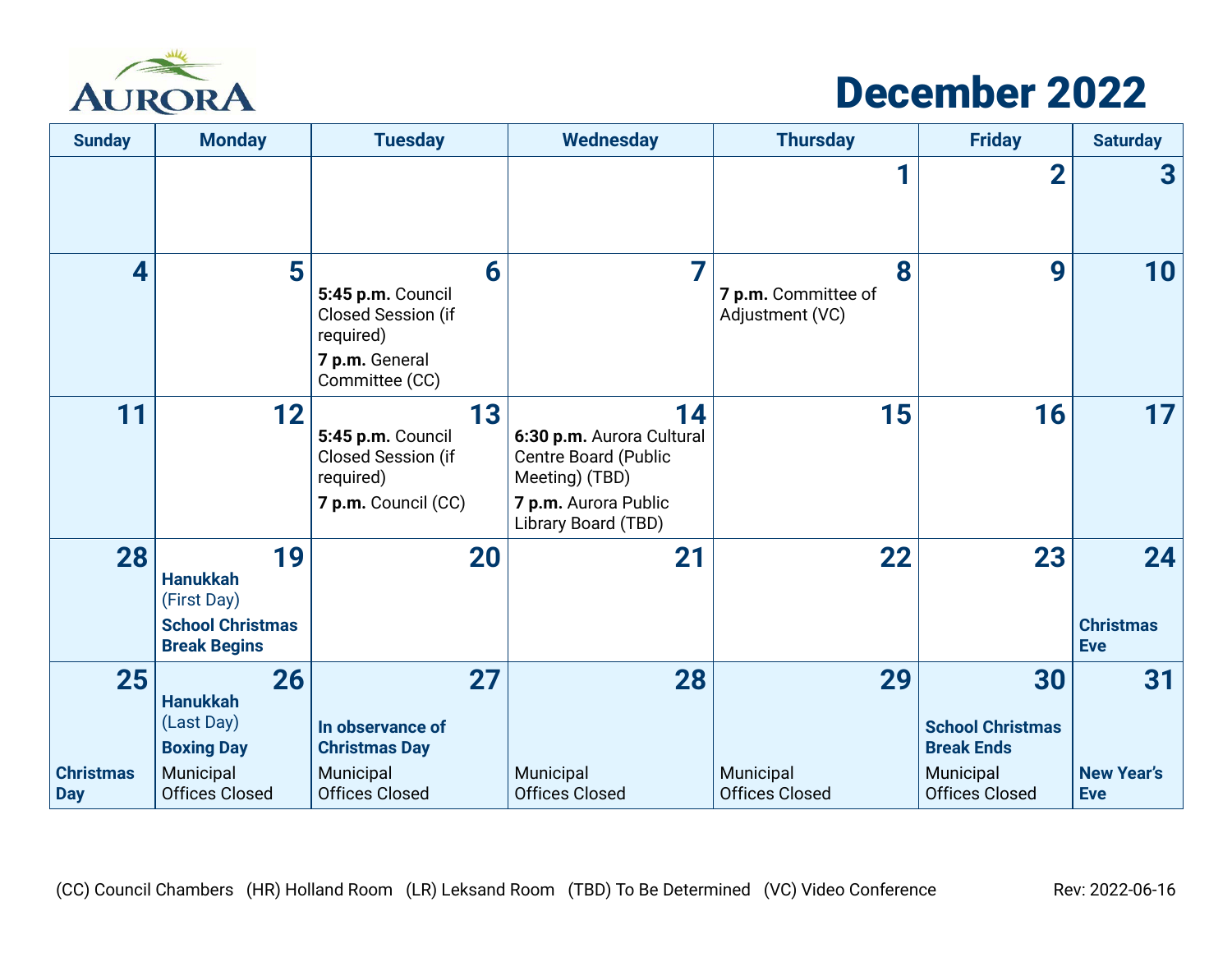AURORA

# December 2022

| Sunday | Monday | Tuesday | Wednesday | Thursday | Friday | Saturday |
|---|---|---|---|---|---|---|
| | | | | 1 | 2 | 3 |
| 4 | 5 | 6<br>**5:45 p.m.** Council Closed Session (if required)<br>**7 p.m.** General Committee (CC) | 7 | 8<br>**7 p.m.** Committee of Adjustment (VC) | 9 | 10 |
| 11 | 12 | 13<br>**5:45 p.m.** Council Closed Session (if required)<br>**7 p.m.** Council (CC) | 14<br>**6:30 p.m.** Aurora Cultural Centre Board (Public Meeting) (TBD)<br>**7 p.m.** Aurora Public Library Board (TBD) | 15 | 16 | 17 |
| 28 | 19<br>**Hanukkah** (First Day)<br>**School Christmas Break Begins** | 20 | 21 | 22 | 23 | 24<br>**Christmas Eve** |
| 25<br>**Christmas Day** | 26<br>**Hanukkah** (Last Day)<br>**Boxing Day**<br>Municipal Offices Closed | 27<br>**In observance of Christmas Day**<br>Municipal Offices Closed | 28<br>Municipal Offices Closed | 29<br>Municipal Offices Closed | 30<br>**School Christmas Break Ends**<br>Municipal Offices Closed | 31<br>**New Year's Eve** |

(CC) Council Chambers (HR) Holland Room (LR) Leksand Room (TBD) To Be Determined (VC) Video Conference

Rev: 2022-06-16